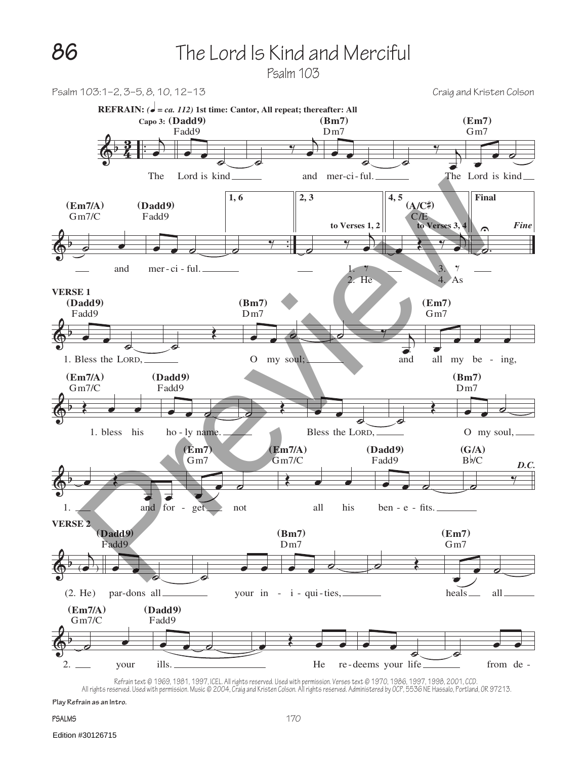# 86 The Lord Is Kind and Merciful

Psalm 103

Psalm 103:1–2, 3–5, 8, 10, 12–13

Craig and Kristen Colson

**REFRAIN:** *(♩ = ca. 112)* **1st time: Cantor, All repeat; thereafter: All**

Capo 3: (Dadd9) Fadd9 — (Bm7) Dm7 — (Em7) Gm7

The Lord is kind and mer-ci-ful. The Lord is kind

(Em7/A) Gm7/C — (Dadd9) Fadd9 — 1, 6 — 2, 3 — 4, 5 (A/C♯) C/E — Final

and mer-ci-ful. — to Verses 1, 2: 1. / 2. He — to Verses 3, 4: 3. / 4. As — *Fine*

**VERSE 1**

(Dadd9) Fadd9 — (Bm7) Dm7 — (Em7) Gm7

1. Bless the LORD, O my soul; and all my be-ing,

(Em7/A) Gm7/C — (Dadd9) Fadd9 — (Bm7) Dm7

1. bless his ho-ly name. Bless the LORD, O my soul,

(Em7) Gm7 — (Em7/A) Gm7/C — (Dadd9) Fadd9 — (G/A) B♭/C — *D.C.*

1. and for-get not all his ben-e-fits.

**VERSE 2**

(Dadd9) Fadd9 — (Bm7) Dm7 — (Em7) Gm7

(2. He) par-dons all your in-i-qui-ties, heals all

(Em7/A) Gm7/C — (Dadd9) Fadd9

2. your ills. He re-deems your life from de-

Refrain text © 1969, 1981, 1997, ICEL. All rights reserved. Used with permission. Verses text © 1970, 1986, 1997, 1998, 2001, CCD. All rights reserved. Used with permission. Music © 2004, Craig and Kristen Colson. All rights reserved. Administered by OCP, 5536 NE Hassalo, Portland, OR 97213.

**Play Refrain as an Intro.**

Edition #30126715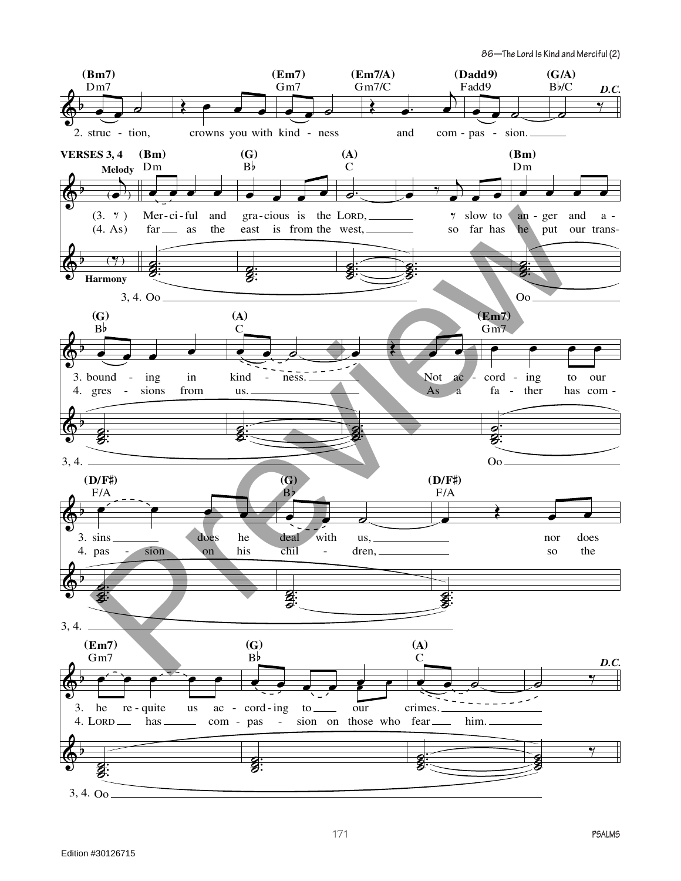2. struc - tion, crowns you with kind - ness and com - pas - sion.

**VERSES 3, 4**

(3. ) Mer-ci-ful and gra-cious is the LORD, slow to an - ger and a -
(4. As) far as the east is from the west, so far has he put our trans-

3, 4. Oo

3. bound - ing in kind - ness. Not ac - cord - ing to our
4. gres - sions from us. As a fa - ther has com -

3. sins does he deal with us, nor does
4. pas - sion on his chil - dren, so the

3. he re - quite us ac - cord - ing to our crimes.
4. LORD has com - pas - sion on those who fear him.

3, 4. Oo

*D.C.*

Edition #30126715